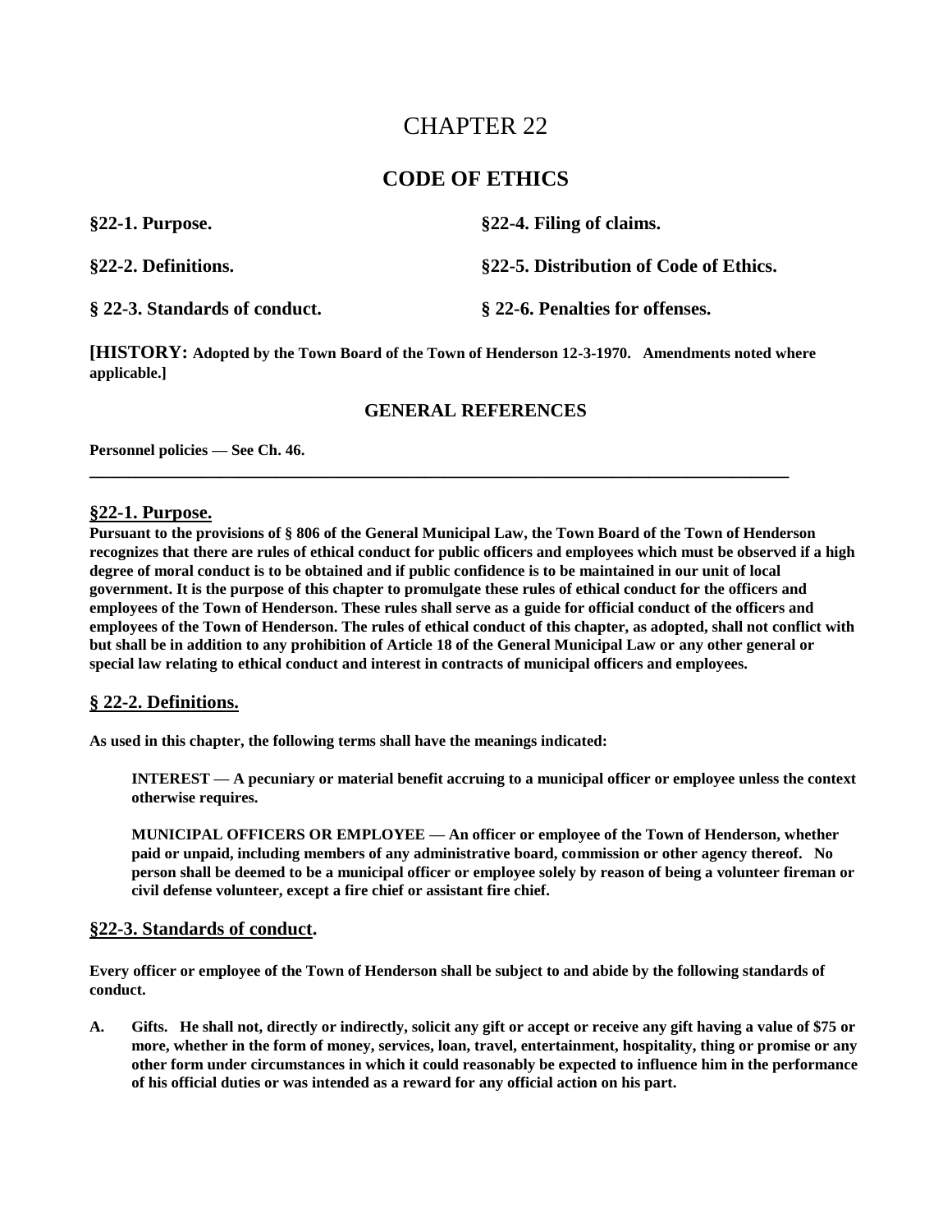# CHAPTER 22

## CODE OF ETHICS

| | |
|---|---|
| **§22-1. Purpose.** | **§22-4. Filing of claims.** |
| **§22-2. Definitions.** | **§22-5. Distribution of Code of Ethics.** |
| **§ 22-3. Standards of conduct.** | **§ 22-6. Penalties for offenses.** |

**[HISTORY: Adopted by the Town Board of the Town of Henderson 12-3-1970. Amendments noted where applicable.]**

### GENERAL REFERENCES

**Personnel policies — See Ch. 46.**

---

### §22-1. Purpose.

**Pursuant to the provisions of § 806 of the General Municipal Law, the Town Board of the Town of Henderson recognizes that there are rules of ethical conduct for public officers and employees which must be observed if a high degree of moral conduct is to be obtained and if public confidence is to be maintained in our unit of local government. It is the purpose of this chapter to promulgate these rules of ethical conduct for the officers and employees of the Town of Henderson. These rules shall serve as a guide for official conduct of the officers and employees of the Town of Henderson. The rules of ethical conduct of this chapter, as adopted, shall not conflict with but shall be in addition to any prohibition of Article 18 of the General Municipal Law or any other general or special law relating to ethical conduct and interest in contracts of municipal officers and employees.**

### § 22-2. Definitions.

**As used in this chapter, the following terms shall have the meanings indicated:**

**INTEREST — A pecuniary or material benefit accruing to a municipal officer or employee unless the context otherwise requires.**

**MUNICIPAL OFFICERS OR EMPLOYEE — An officer or employee of the Town of Henderson, whether paid or unpaid, including members of any administrative board, commission or other agency thereof. No person shall be deemed to be a municipal officer or employee solely by reason of being a volunteer fireman or civil defense volunteer, except a fire chief or assistant fire chief.**

### §22-3. Standards of conduct.

**Every officer or employee of the Town of Henderson shall be subject to and abide by the following standards of conduct.**

**A. Gifts. He shall not, directly or indirectly, solicit any gift or accept or receive any gift having a value of $75 or more, whether in the form of money, services, loan, travel, entertainment, hospitality, thing or promise or any other form under circumstances in which it could reasonably be expected to influence him in the performance of his official duties or was intended as a reward for any official action on his part.**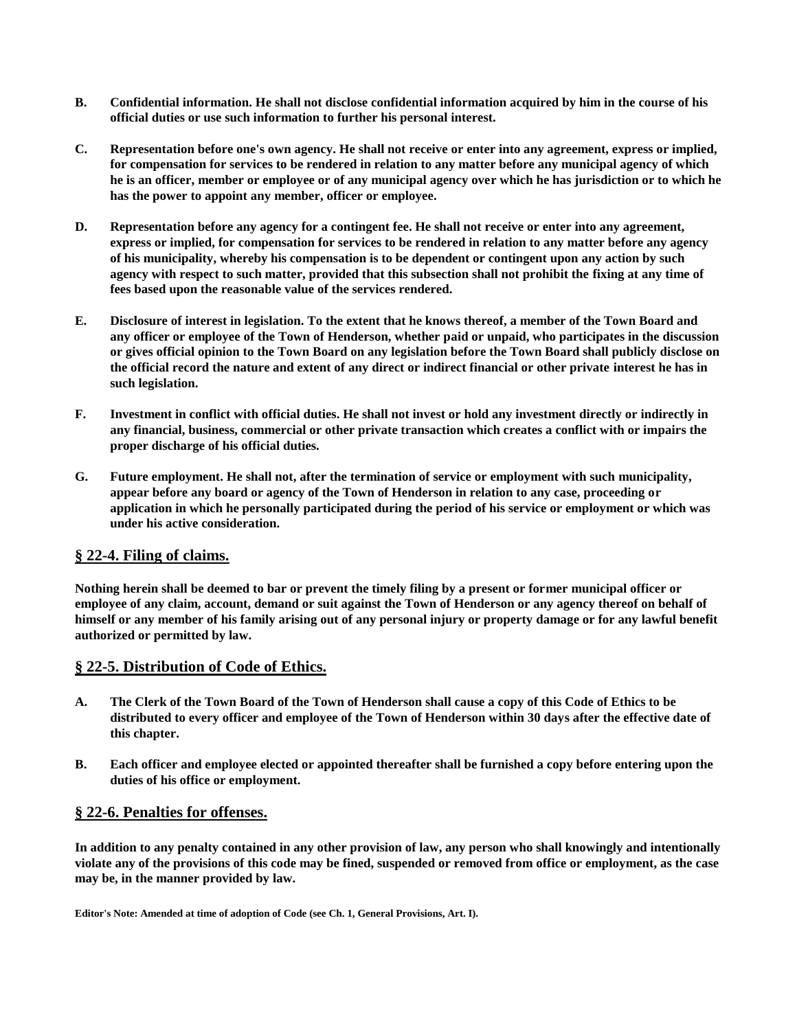**B. Confidential information. He shall not disclose confidential information acquired by him in the course of his official duties or use such information to further his personal interest.**

**C. Representation before one's own agency. He shall not receive or enter into any agreement, express or implied, for compensation for services to be rendered in relation to any matter before any municipal agency of which he is an officer, member or employee or of any municipal agency over which he has jurisdiction or to which he has the power to appoint any member, officer or employee.**

**D. Representation before any agency for a contingent fee. He shall not receive or enter into any agreement, express or implied, for compensation for services to be rendered in relation to any matter before any agency of his municipality, whereby his compensation is to be dependent or contingent upon any action by such agency with respect to such matter, provided that this subsection shall not prohibit the fixing at any time of fees based upon the reasonable value of the services rendered.**

**E. Disclosure of interest in legislation. To the extent that he knows thereof, a member of the Town Board and any officer or employee of the Town of Henderson, whether paid or unpaid, who participates in the discussion or gives official opinion to the Town Board on any legislation before the Town Board shall publicly disclose on the official record the nature and extent of any direct or indirect financial or other private interest he has in such legislation.**

**F. Investment in conflict with official duties. He shall not invest or hold any investment directly or indirectly in any financial, business, commercial or other private transaction which creates a conflict with or impairs the proper discharge of his official duties.**

**G. Future employment. He shall not, after the termination of service or employment with such municipality, appear before any board or agency of the Town of Henderson in relation to any case, proceeding or application in which he personally participated during the period of his service or employment or which was under his active consideration.**

## § 22-4. Filing of claims.

**Nothing herein shall be deemed to bar or prevent the timely filing by a present or former municipal officer or employee of any claim, account, demand or suit against the Town of Henderson or any agency thereof on behalf of himself or any member of his family arising out of any personal injury or property damage or for any lawful benefit authorized or permitted by law.**

## § 22-5. Distribution of Code of Ethics.

**A. The Clerk of the Town Board of the Town of Henderson shall cause a copy of this Code of Ethics to be distributed to every officer and employee of the Town of Henderson within 30 days after the effective date of this chapter.**

**B. Each officer and employee elected or appointed thereafter shall be furnished a copy before entering upon the duties of his office or employment.**

## § 22-6. Penalties for offenses.

**In addition to any penalty contained in any other provision of law, any person who shall knowingly and intentionally violate any of the provisions of this code may be fined, suspended or removed from office or employment, as the case may be, in the manner provided by law.**

**Editor's Note: Amended at time of adoption of Code (see Ch. 1, General Provisions, Art. I).**